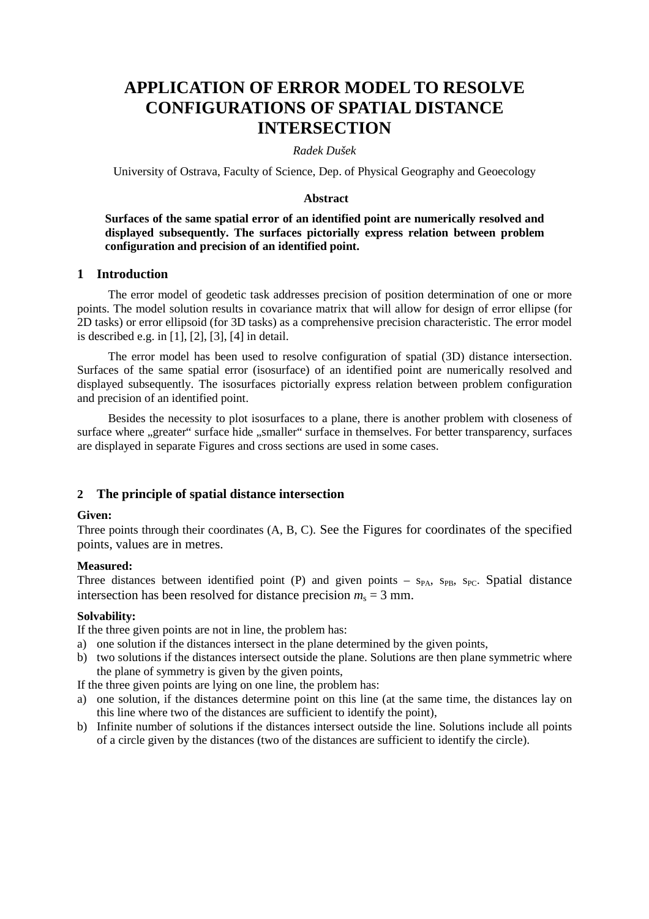# APPLICATION OF ERROR MODEL TO RESOLVE CONFIGURATIONS OF SPATIAL DISTANCE INTERSECTION

*Radek Dušek*

University of Ostrava, Faculty of Science, Dep. of Physical Geography and Geoecology

**Abstract**

**Surfaces of the same spatial error of an identified point are numerically resolved and displayed subsequently. The surfaces pictorially express relation between problem configuration and precision of an identified point.**

## 1 Introduction

The error model of geodetic task addresses precision of position determination of one or more points. The model solution results in covariance matrix that will allow for design of error ellipse (for 2D tasks) or error ellipsoid (for 3D tasks) as a comprehensive precision characteristic. The error model is described e.g. in [1], [2], [3], [4] in detail.

The error model has been used to resolve configuration of spatial (3D) distance intersection. Surfaces of the same spatial error (isosurface) of an identified point are numerically resolved and displayed subsequently. The isosurfaces pictorially express relation between problem configuration and precision of an identified point.

Besides the necessity to plot isosurfaces to a plane, there is another problem with closeness of surface where „greater" surface hide „smaller" surface in themselves. For better transparency, surfaces are displayed in separate Figures and cross sections are used in some cases.

## 2 The principle of spatial distance intersection

**Given:**
Three points through their coordinates (A, B, C). See the Figures for coordinates of the specified points, values are in metres.

**Measured:**
Three distances between identified point (P) and given points – $s_{PA}$, $s_{PB}$, $s_{PC}$. Spatial distance intersection has been resolved for distance precision $m_s = 3$ mm.

**Solvability:**
If the three given points are not in line, the problem has:

a) one solution if the distances intersect in the plane determined by the given points,
b) two solutions if the distances intersect outside the plane. Solutions are then plane symmetric where the plane of symmetry is given by the given points,

If the three given points are lying on one line, the problem has:

a) one solution, if the distances determine point on this line (at the same time, the distances lay on this line where two of the distances are sufficient to identify the point),
b) Infinite number of solutions if the distances intersect outside the line. Solutions include all points of a circle given by the distances (two of the distances are sufficient to identify the circle).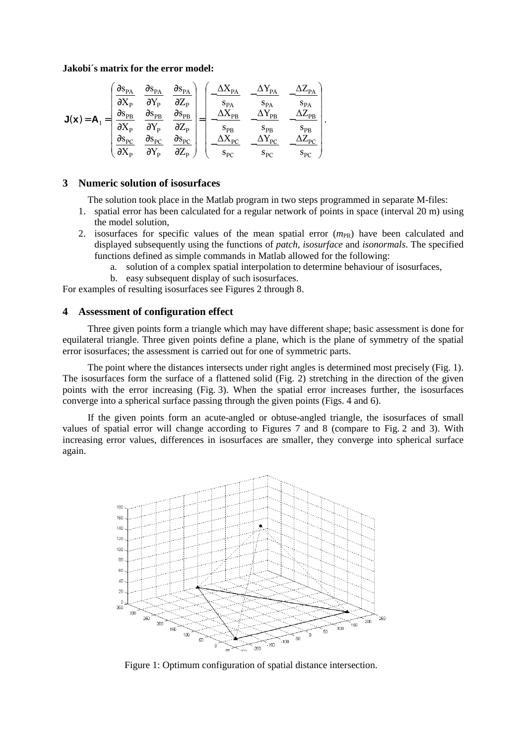**Jakobi´s matrix for the error model:**

$$\mathbf{J}(\mathbf{x}) = \mathbf{A}_1 = \begin{pmatrix} \frac{\partial s_{PA}}{\partial X_P} & \frac{\partial s_{PA}}{\partial Y_P} & \frac{\partial s_{PA}}{\partial Z_P} \\ \frac{\partial s_{PB}}{\partial X_P} & \frac{\partial s_{PB}}{\partial Y_P} & \frac{\partial s_{PB}}{\partial Z_P} \\ \frac{\partial s_{PC}}{\partial X_P} & \frac{\partial s_{PC}}{\partial Y_P} & \frac{\partial s_{PC}}{\partial Z_P} \end{pmatrix} = \begin{pmatrix} -\frac{\Delta X_{PA}}{s_{PA}} & -\frac{\Delta Y_{PA}}{s_{PA}} & -\frac{\Delta Z_{PA}}{s_{PA}} \\ -\frac{\Delta X_{PB}}{s_{PB}} & -\frac{\Delta Y_{PB}}{s_{PB}} & -\frac{\Delta Z_{PB}}{s_{PB}} \\ -\frac{\Delta X_{PC}}{s_{PC}} & -\frac{\Delta Y_{PC}}{s_{PC}} & -\frac{\Delta Z_{PC}}{s_{PC}} \end{pmatrix}.$$

## 3 Numeric solution of isosurfaces

The solution took place in the Matlab program in two steps programmed in separate M-files:

1. spatial error has been calculated for a regular network of points in space (interval 20 m) using the model solution,
2. isosurfaces for specific values of the mean spatial error ($m_{PR}$) have been calculated and displayed subsequently using the functions of *patch*, *isosurface* and *isonormals*. The specified functions defined as simple commands in Matlab allowed for the following:
   a. solution of a complex spatial interpolation to determine behaviour of isosurfaces,
   b. easy subsequent display of such isosurfaces.

For examples of resulting isosurfaces see Figures 2 through 8.

## 4 Assessment of configuration effect

Three given points form a triangle which may have different shape; basic assessment is done for equilateral triangle. Three given points define a plane, which is the plane of symmetry of the spatial error isosurfaces; the assessment is carried out for one of symmetric parts.

The point where the distances intersects under right angles is determined most precisely (Fig. 1). The isosurfaces form the surface of a flattened solid (Fig. 2) stretching in the direction of the given points with the error increasing (Fig. 3). When the spatial error increases further, the isosurfaces converge into a spherical surface passing through the given points (Figs. 4 and 6).

If the given points form an acute-angled or obtuse-angled triangle, the isosurfaces of small values of spatial error will change according to Figures 7 and 8 (compare to Fig. 2 and 3). With increasing error values, differences in isosurfaces are smaller, they converge into spherical surface again.

Figure 1: Optimum configuration of spatial distance intersection.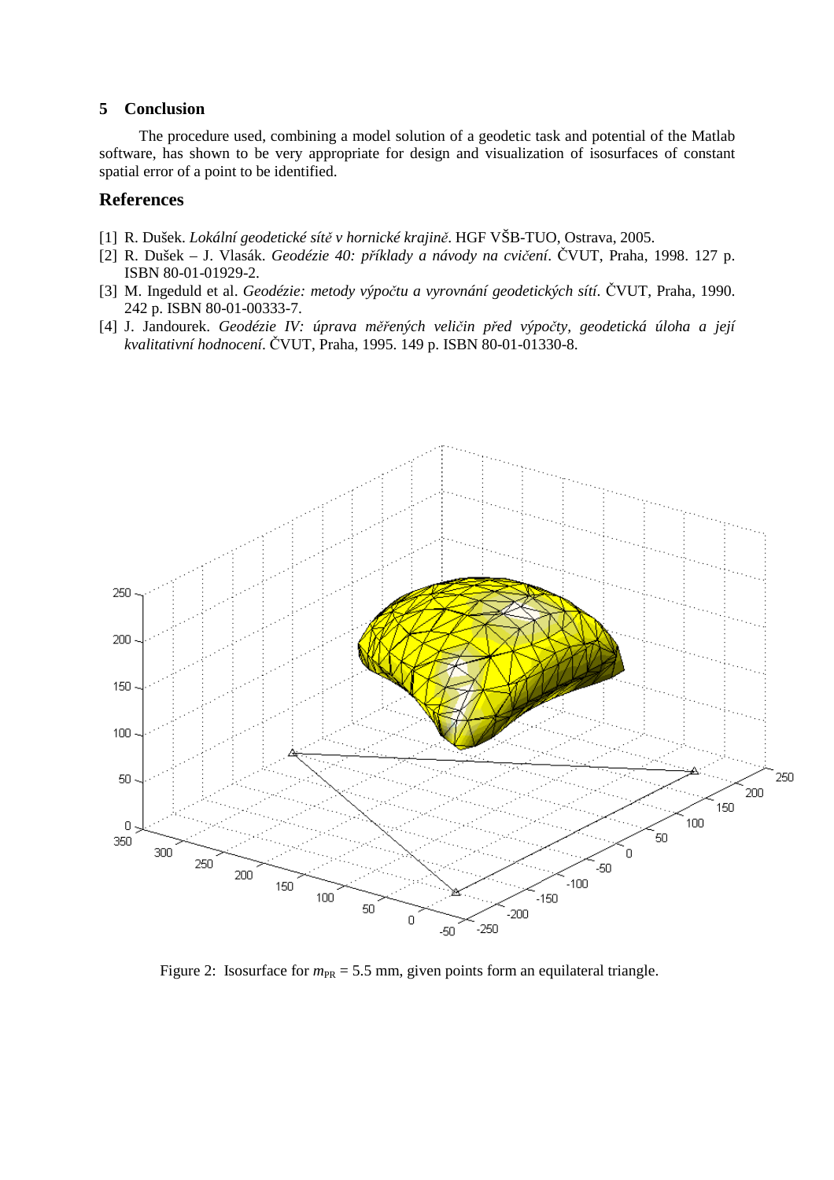## 5 Conclusion

The procedure used, combining a model solution of a geodetic task and potential of the Matlab software, has shown to be very appropriate for design and visualization of isosurfaces of constant spatial error of a point to be identified.

## References

[1] R. Dušek. *Lokální geodetické sítě v hornické krajině*. HGF VŠB-TUO, Ostrava, 2005.

[2] R. Dušek – J. Vlasák. *Geodézie 40: příklady a návody na cvičení*. ČVUT, Praha, 1998. 127 p. ISBN 80-01-01929-2.

[3] M. Ingeduld et al. *Geodézie: metody výpočtu a vyrovnání geodetických sítí*. ČVUT, Praha, 1990. 242 p. ISBN 80-01-00333-7.

[4] J. Jandourek. *Geodézie IV: úprava měřených veličin před výpočty, geodetická úloha a její kvalitativní hodnocení*. ČVUT, Praha, 1995. 149 p. ISBN 80-01-01330-8.

Figure 2: Isosurface for $m_{PR}$ = 5.5 mm, given points form an equilateral triangle.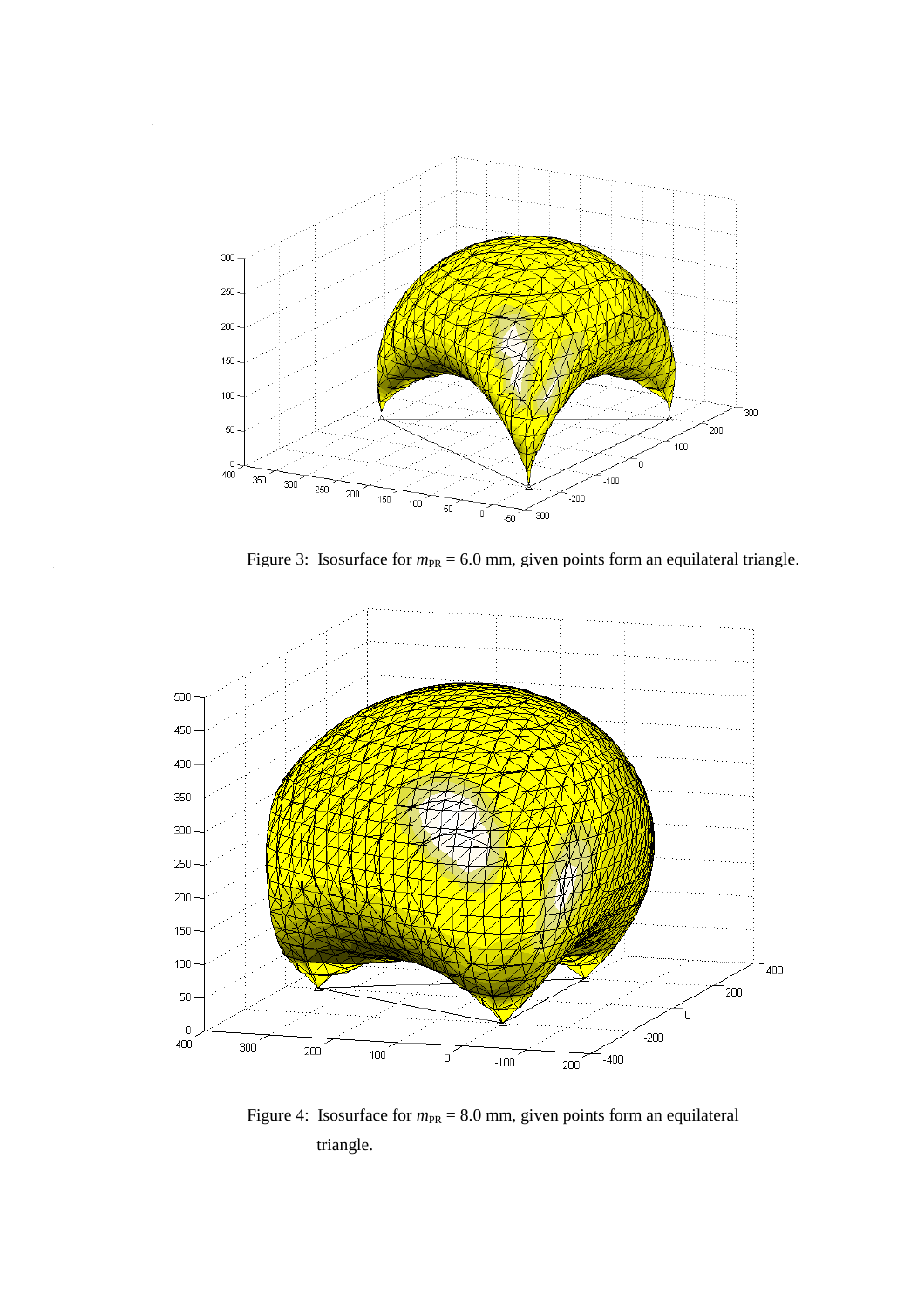Figure 3: Isosurface for $m_{PR}$ = 6.0 mm, given points form an equilateral triangle.

Figure 4: Isosurface for $m_{PR}$ = 8.0 mm, given points form an equilateral triangle.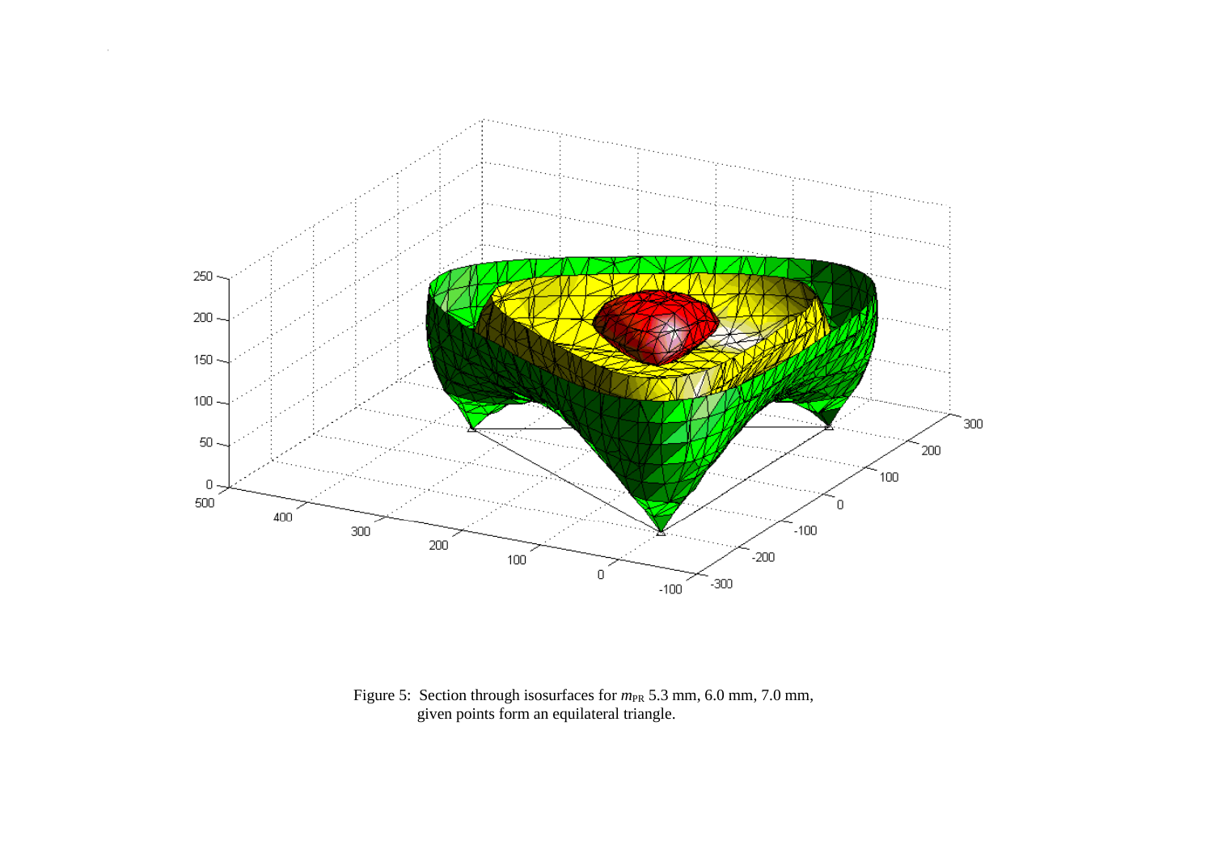Figure 5: Section through isosurfaces for $m_{PR}$ 5.3 mm, 6.0 mm, 7.0 mm, given points form an equilateral triangle.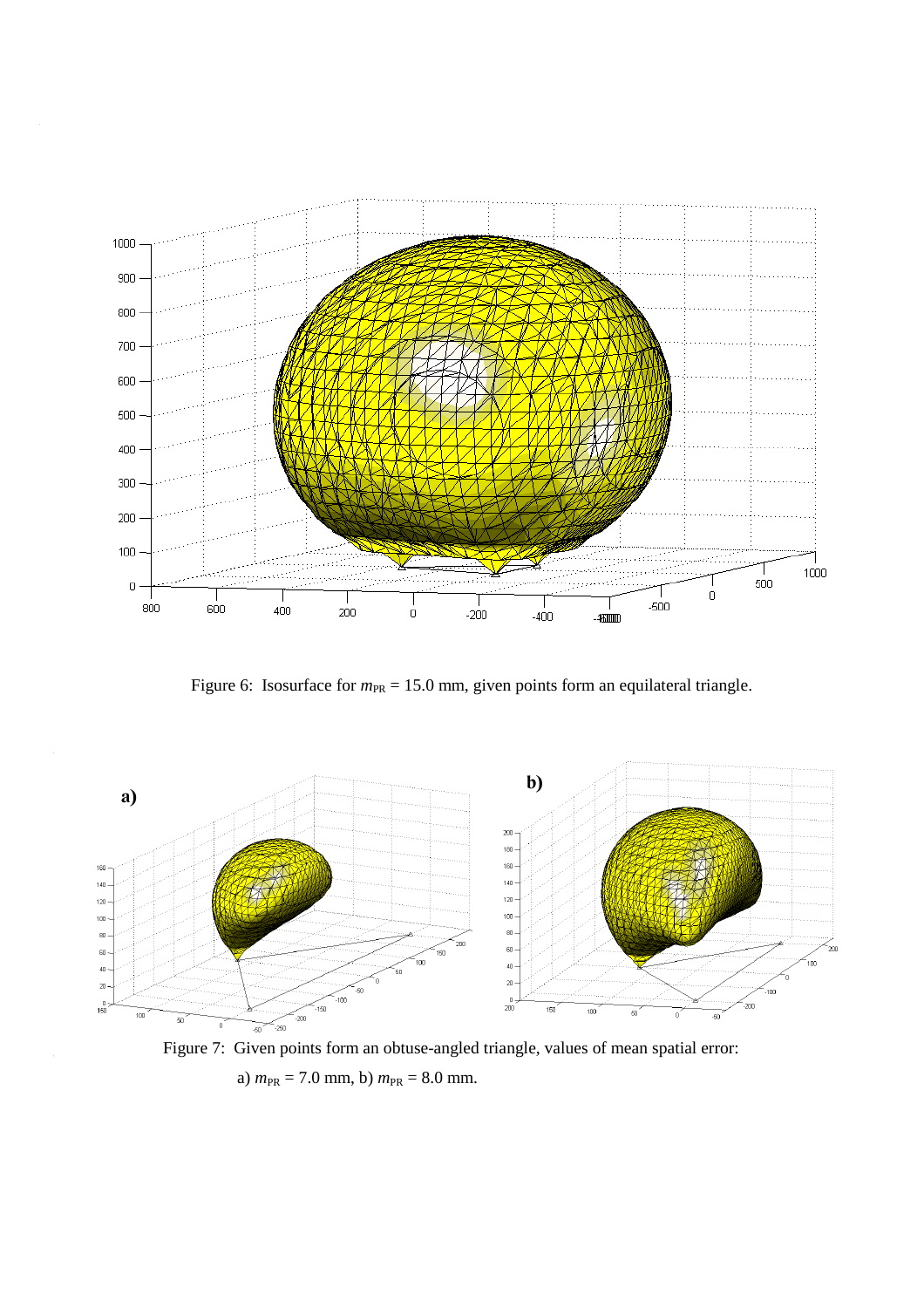Figure 6: Isosurface for $m_{PR}$ = 15.0 mm, given points form an equilateral triangle.

Figure 7: Given points form an obtuse-angled triangle, values of mean spatial error:

a) $m_{PR}$ = 7.0 mm, b) $m_{PR}$ = 8.0 mm.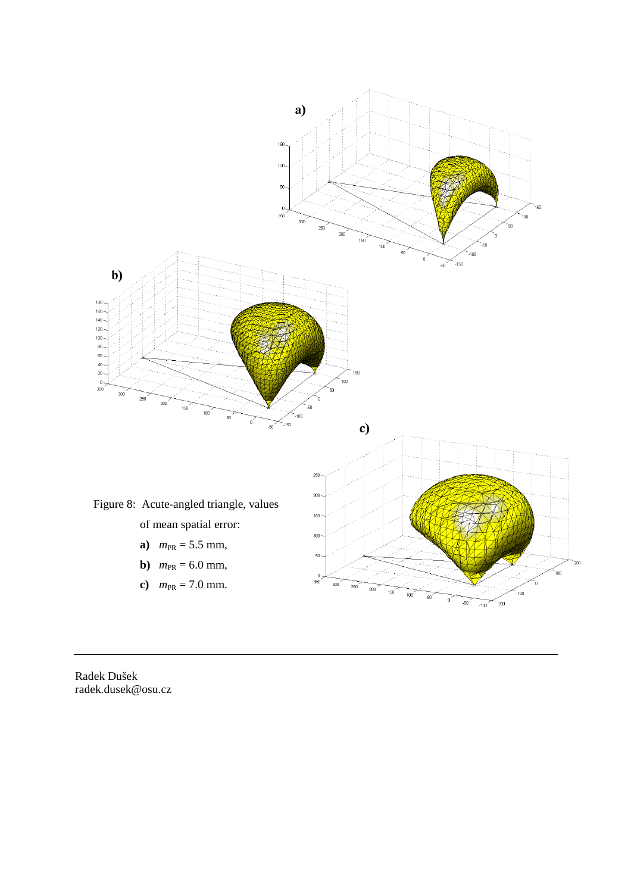a)

150
100
50
0
350
300
250
200
150
100
50
0
-50
-150
-100
-50
0
50
100
150

b)

180
160
140
120
100
80
60
40
20
0
350
300
250
200
150
100
50
0
-50
-150
-100
-50
0
50
100
150

c)

250
200
150
100
50
0
350
300
250
200
150
100
50
0
-50
-100
-200
-100
0
100
200

Figure 8: Acute-angled triangle, values of mean spatial error:

**a)** $m_{PR} = 5.5$ mm,

**b)** $m_{PR} = 6.0$ mm,

**c)** $m_{PR} = 7.0$ mm.

---

Radek Dušek
radek.dusek@osu.cz